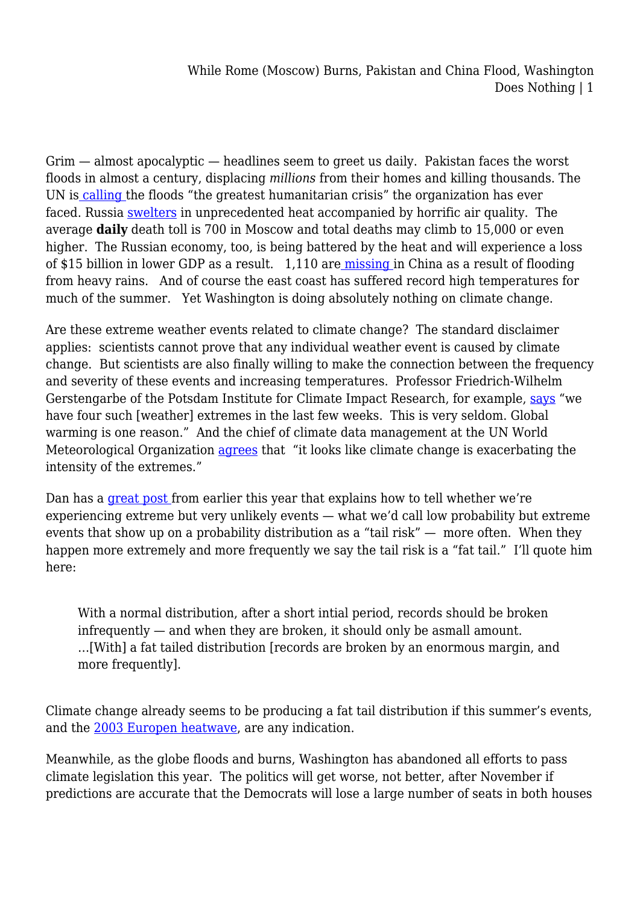Grim — almost apocalyptic — headlines seem to greet us daily. Pakistan faces the worst floods in almost a century, displacing *millions* from their homes and killing thousands. The UN is calling the floods "the greatest humanitarian crisis" the organization has ever faced. Russia swelters in unprecedented heat accompanied by horrific air quality. The average **daily** death toll is 700 in Moscow and total deaths may climb to 15,000 or even higher. The Russian economy, too, is being battered by the heat and will experience a loss of $15 billion in lower GDP as a result. 1,110 are missing in China as a result of flooding from heavy rains. And of course the east coast has suffered record high temperatures for much of the summer. Yet Washington is doing absolutely nothing on climate change.

Are these extreme weather events related to climate change? The standard disclaimer applies: scientists cannot prove that any individual weather event is caused by climate change. But scientists are also finally willing to make the connection between the frequency and severity of these events and increasing temperatures. Professor Friedrich-Wilhelm Gerstengarbe of the Potsdam Institute for Climate Impact Research, for example, says "we have four such [weather] extremes in the last few weeks. This is very seldom. Global warming is one reason." And the chief of climate data management at the UN World Meteorological Organization agrees that "it looks like climate change is exacerbating the intensity of the extremes."

Dan has a great post from earlier this year that explains how to tell whether we're experiencing extreme but very unlikely events — what we'd call low probability but extreme events that show up on a probability distribution as a "tail risk" — more often. When they happen more extremely and more frequently we say the tail risk is a "fat tail." I'll quote him here:

> With a normal distribution, after a short intial period, records should be broken infrequently — and when they are broken, it should only be asmall amount. …[With] a fat tailed distribution [records are broken by an enormous margin, and more frequently].

Climate change already seems to be producing a fat tail distribution if this summer's events, and the 2003 Europen heatwave, are any indication.

Meanwhile, as the globe floods and burns, Washington has abandoned all efforts to pass climate legislation this year. The politics will get worse, not better, after November if predictions are accurate that the Democrats will lose a large number of seats in both houses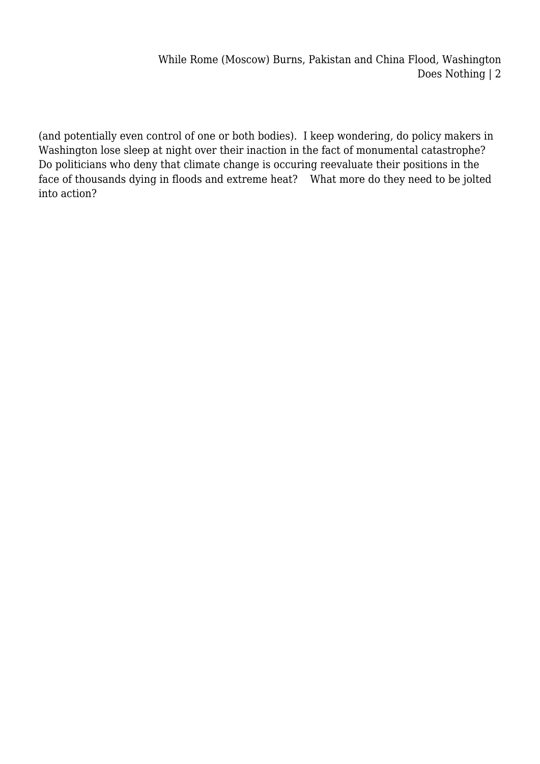(and potentially even control of one or both bodies). I keep wondering, do policy makers in Washington lose sleep at night over their inaction in the fact of monumental catastrophe? Do politicians who deny that climate change is occuring reevaluate their positions in the face of thousands dying in floods and extreme heat? What more do they need to be jolted into action?